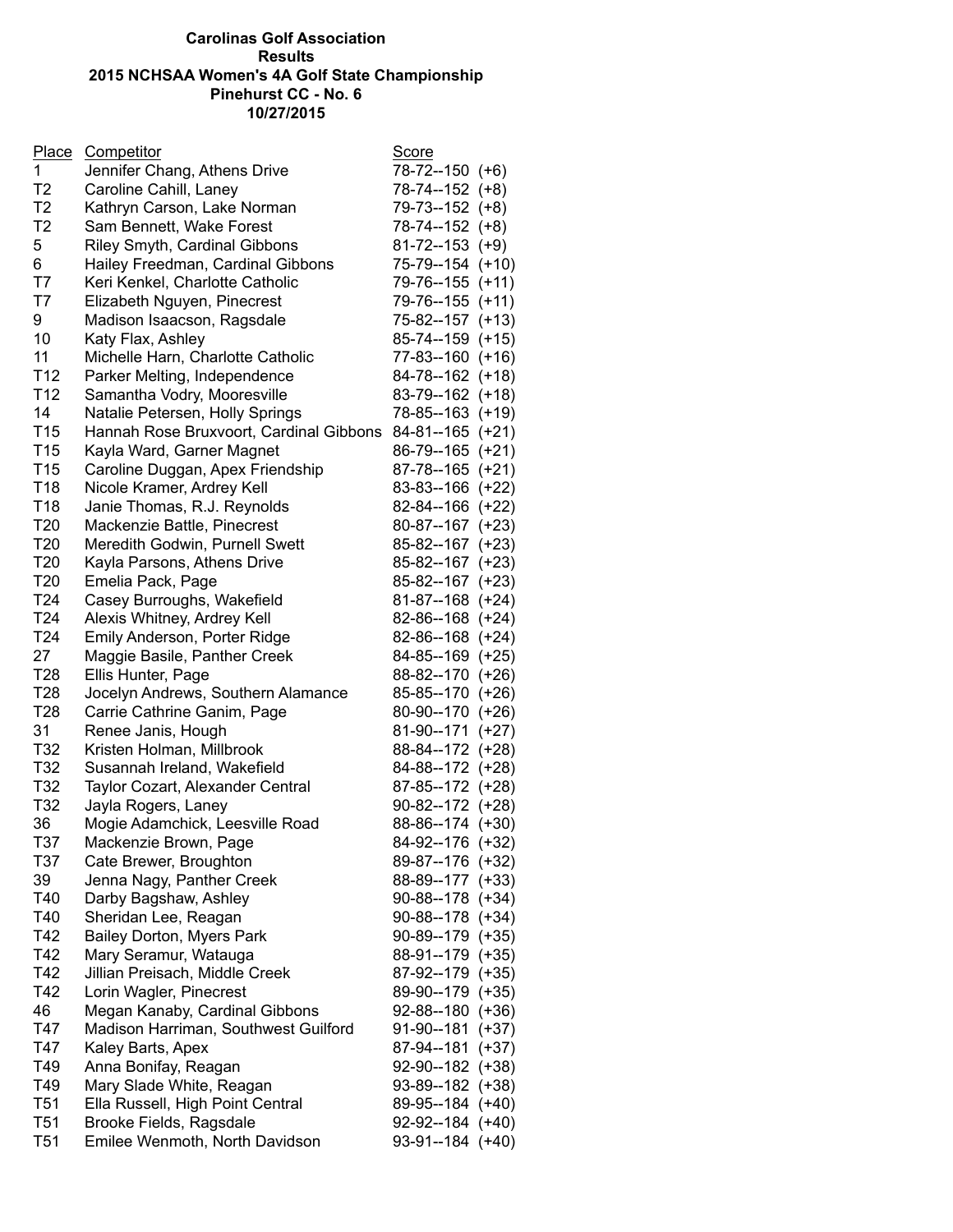**Carolinas Golf Association**
**Results**
**2015 NCHSAA Women's 4A Golf State Championship**
**Pinehurst CC - No. 6**
**10/27/2015**

| Place | Competitor | Score |
| --- | --- | --- |
| 1 | Jennifer Chang, Athens Drive | 78-72--150 (+6) |
| T2 | Caroline Cahill, Laney | 78-74--152 (+8) |
| T2 | Kathryn Carson, Lake Norman | 79-73--152 (+8) |
| T2 | Sam Bennett, Wake Forest | 78-74--152 (+8) |
| 5 | Riley Smyth, Cardinal Gibbons | 81-72--153 (+9) |
| 6 | Hailey Freedman, Cardinal Gibbons | 75-79--154 (+10) |
| T7 | Keri Kenkel, Charlotte Catholic | 79-76--155 (+11) |
| T7 | Elizabeth Nguyen, Pinecrest | 79-76--155 (+11) |
| 9 | Madison Isaacson, Ragsdale | 75-82--157 (+13) |
| 10 | Katy Flax, Ashley | 85-74--159 (+15) |
| 11 | Michelle Harn, Charlotte Catholic | 77-83--160 (+16) |
| T12 | Parker Melting, Independence | 84-78--162 (+18) |
| T12 | Samantha Vodry, Mooresville | 83-79--162 (+18) |
| 14 | Natalie Petersen, Holly Springs | 78-85--163 (+19) |
| T15 | Hannah Rose Bruxvoort, Cardinal Gibbons | 84-81--165 (+21) |
| T15 | Kayla Ward, Garner Magnet | 86-79--165 (+21) |
| T15 | Caroline Duggan, Apex Friendship | 87-78--165 (+21) |
| T18 | Nicole Kramer, Ardrey Kell | 83-83--166 (+22) |
| T18 | Janie Thomas, R.J. Reynolds | 82-84--166 (+22) |
| T20 | Mackenzie Battle, Pinecrest | 80-87--167 (+23) |
| T20 | Meredith Godwin, Purnell Swett | 85-82--167 (+23) |
| T20 | Kayla Parsons, Athens Drive | 85-82--167 (+23) |
| T20 | Emelia Pack, Page | 85-82--167 (+23) |
| T24 | Casey Burroughs, Wakefield | 81-87--168 (+24) |
| T24 | Alexis Whitney, Ardrey Kell | 82-86--168 (+24) |
| T24 | Emily Anderson, Porter Ridge | 82-86--168 (+24) |
| 27 | Maggie Basile, Panther Creek | 84-85--169 (+25) |
| T28 | Ellis Hunter, Page | 88-82--170 (+26) |
| T28 | Jocelyn Andrews, Southern Alamance | 85-85--170 (+26) |
| T28 | Carrie Cathrine Ganim, Page | 80-90--170 (+26) |
| 31 | Renee Janis, Hough | 81-90--171 (+27) |
| T32 | Kristen Holman, Millbrook | 88-84--172 (+28) |
| T32 | Susannah Ireland, Wakefield | 84-88--172 (+28) |
| T32 | Taylor Cozart, Alexander Central | 87-85--172 (+28) |
| T32 | Jayla Rogers, Laney | 90-82--172 (+28) |
| 36 | Mogie Adamchick, Leesville Road | 88-86--174 (+30) |
| T37 | Mackenzie Brown, Page | 84-92--176 (+32) |
| T37 | Cate Brewer, Broughton | 89-87--176 (+32) |
| 39 | Jenna Nagy, Panther Creek | 88-89--177 (+33) |
| T40 | Darby Bagshaw, Ashley | 90-88--178 (+34) |
| T40 | Sheridan Lee, Reagan | 90-88--178 (+34) |
| T42 | Bailey Dorton, Myers Park | 90-89--179 (+35) |
| T42 | Mary Seramur, Watauga | 88-91--179 (+35) |
| T42 | Jillian Preisach, Middle Creek | 87-92--179 (+35) |
| T42 | Lorin Wagler, Pinecrest | 89-90--179 (+35) |
| 46 | Megan Kanaby, Cardinal Gibbons | 92-88--180 (+36) |
| T47 | Madison Harriman, Southwest Guilford | 91-90--181 (+37) |
| T47 | Kaley Barts, Apex | 87-94--181 (+37) |
| T49 | Anna Bonifay, Reagan | 92-90--182 (+38) |
| T49 | Mary Slade White, Reagan | 93-89--182 (+38) |
| T51 | Ella Russell, High Point Central | 89-95--184 (+40) |
| T51 | Brooke Fields, Ragsdale | 92-92--184 (+40) |
| T51 | Emilee Wenmoth, North Davidson | 93-91--184 (+40) |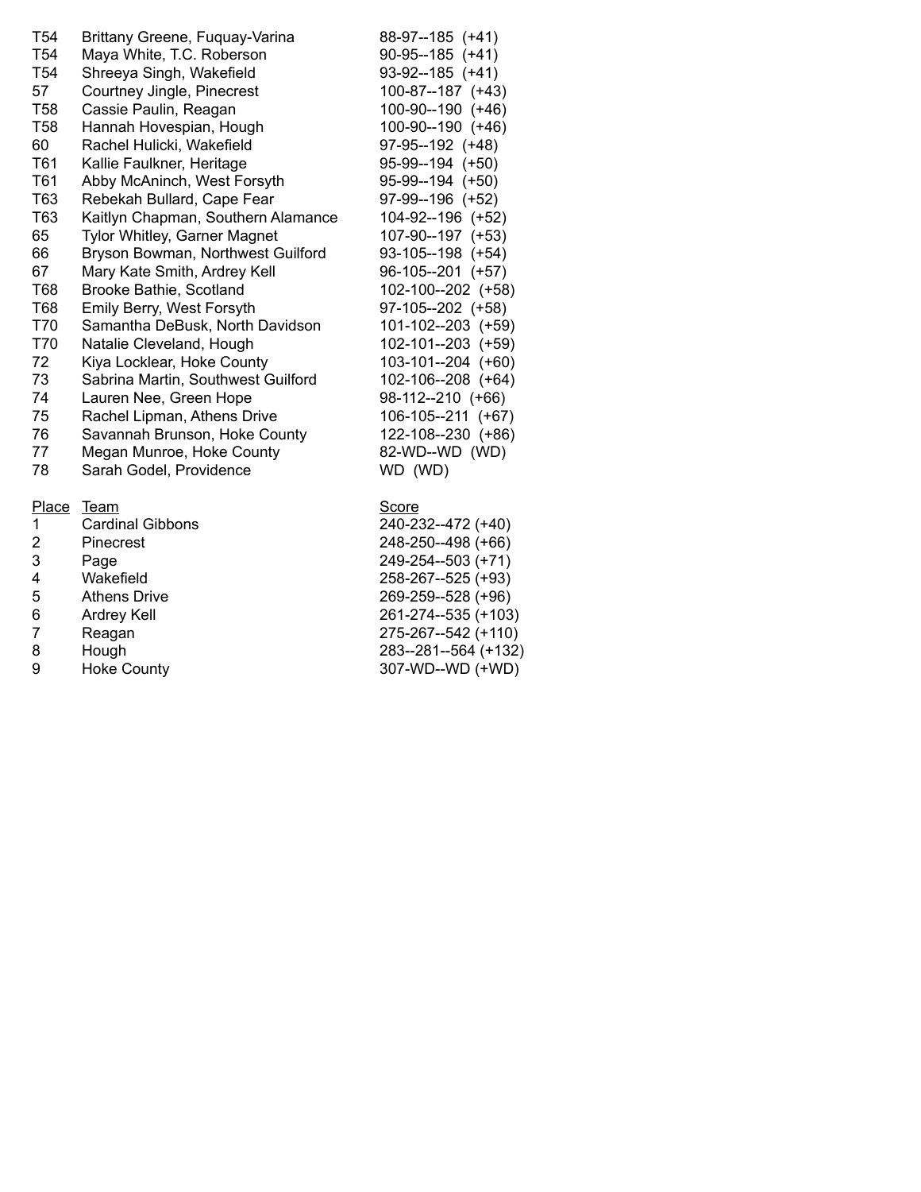| | | |
|---|---|---|
| T54 | Brittany Greene, Fuquay-Varina | 88-97--185 (+41) |
| T54 | Maya White, T.C. Roberson | 90-95--185 (+41) |
| T54 | Shreeya Singh, Wakefield | 93-92--185 (+41) |
| 57 | Courtney Jingle, Pinecrest | 100-87--187 (+43) |
| T58 | Cassie Paulin, Reagan | 100-90--190 (+46) |
| T58 | Hannah Hovespian, Hough | 100-90--190 (+46) |
| 60 | Rachel Hulicki, Wakefield | 97-95--192 (+48) |
| T61 | Kallie Faulkner, Heritage | 95-99--194 (+50) |
| T61 | Abby McAninch, West Forsyth | 95-99--194 (+50) |
| T63 | Rebekah Bullard, Cape Fear | 97-99--196 (+52) |
| T63 | Kaitlyn Chapman, Southern Alamance | 104-92--196 (+52) |
| 65 | Tylor Whitley, Garner Magnet | 107-90--197 (+53) |
| 66 | Bryson Bowman, Northwest Guilford | 93-105--198 (+54) |
| 67 | Mary Kate Smith, Ardrey Kell | 96-105--201 (+57) |
| T68 | Brooke Bathie, Scotland | 102-100--202 (+58) |
| T68 | Emily Berry, West Forsyth | 97-105--202 (+58) |
| T70 | Samantha DeBusk, North Davidson | 101-102--203 (+59) |
| T70 | Natalie Cleveland, Hough | 102-101--203 (+59) |
| 72 | Kiya Locklear, Hoke County | 103-101--204 (+60) |
| 73 | Sabrina Martin, Southwest Guilford | 102-106--208 (+64) |
| 74 | Lauren Nee, Green Hope | 98-112--210 (+66) |
| 75 | Rachel Lipman, Athens Drive | 106-105--211 (+67) |
| 76 | Savannah Brunson, Hoke County | 122-108--230 (+86) |
| 77 | Megan Munroe, Hoke County | 82-WD--WD (WD) |
| 78 | Sarah Godel, Providence | WD (WD) |

| Place | Team | Score |
|---|---|---|
| 1 | Cardinal Gibbons | 240-232--472 (+40) |
| 2 | Pinecrest | 248-250--498 (+66) |
| 3 | Page | 249-254--503 (+71) |
| 4 | Wakefield | 258-267--525 (+93) |
| 5 | Athens Drive | 269-259--528 (+96) |
| 6 | Ardrey Kell | 261-274--535 (+103) |
| 7 | Reagan | 275-267--542 (+110) |
| 8 | Hough | 283--281--564 (+132) |
| 9 | Hoke County | 307-WD--WD (+WD) |